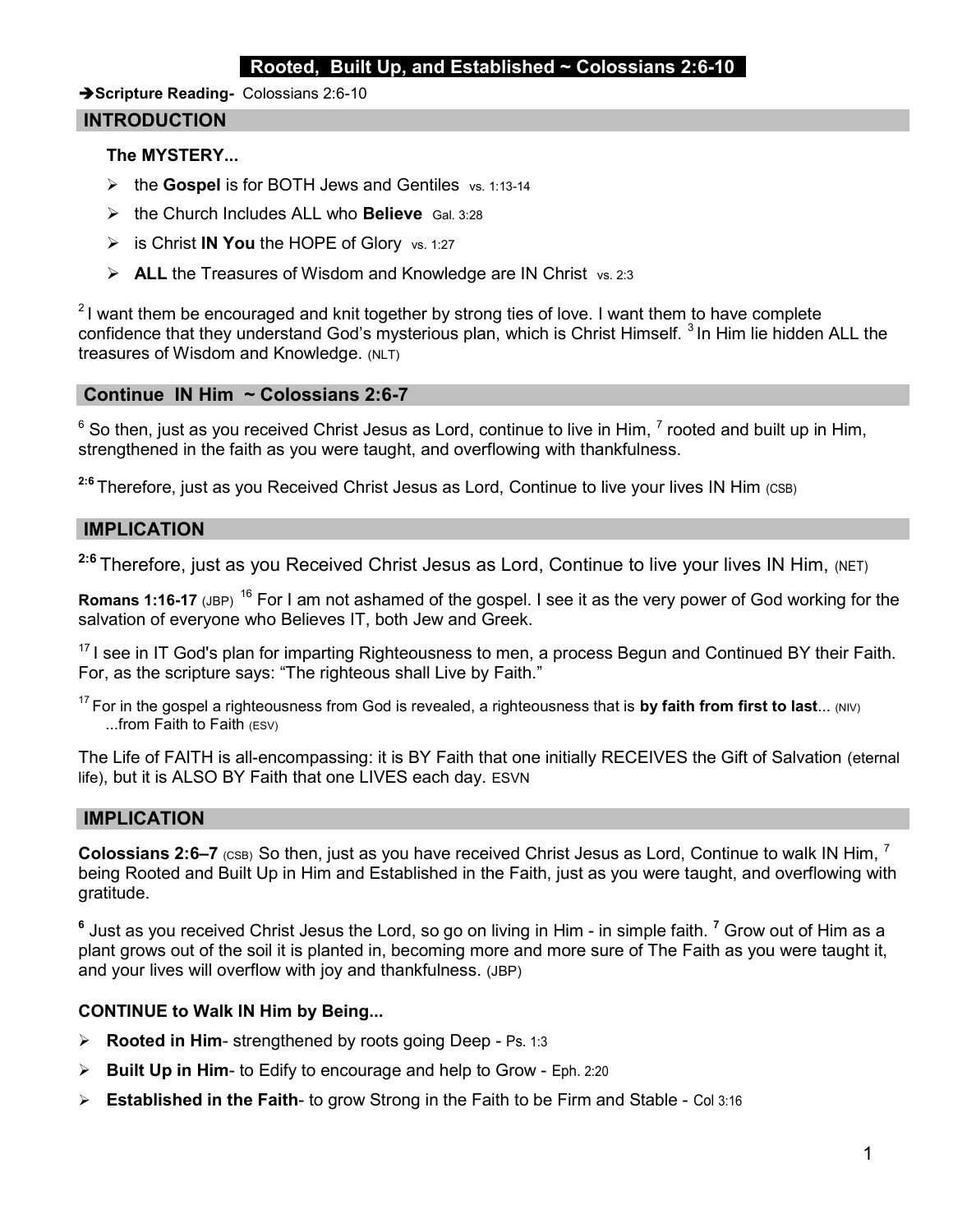# Rooted, Built Up, and Established ~ Colossians 2:6-10

➔**Scripture Reading-** Colossians 2:6-10

## INTRODUCTION

**The MYSTERY...**

- the **Gospel** is for BOTH Jews and Gentiles vs. 1:13-14
- the Church Includes ALL who **Believe** Gal. 3:28
- is Christ **IN You** the HOPE of Glory vs. 1:27
- **ALL** the Treasures of Wisdom and Knowledge are IN Christ vs. 2:3

[2] I want them be encouraged and knit together by strong ties of love. I want them to have complete confidence that they understand God's mysterious plan, which is Christ Himself. [3] In Him lie hidden ALL the treasures of Wisdom and Knowledge. (NLT)

## Continue IN Him ~ Colossians 2:6-7

[6] So then, just as you received Christ Jesus as Lord, continue to live in Him, [7] rooted and built up in Him, strengthened in the faith as you were taught, and overflowing with thankfulness.

**[2:6]** Therefore, just as you Received Christ Jesus as Lord, Continue to live your lives IN Him (CSB)

## IMPLICATION

**[2:6]** Therefore, just as you Received Christ Jesus as Lord, Continue to live your lives IN Him, (NET)

**Romans 1:16-17** (JBP) [16] For I am not ashamed of the gospel. I see it as the very power of God working for the salvation of everyone who Believes IT, both Jew and Greek.

[17] I see in IT God's plan for imparting Righteousness to men, a process Begun and Continued BY their Faith. For, as the scripture says: "The righteous shall Live by Faith."

[17] For in the gospel a righteousness from God is revealed, a righteousness that is **by faith from first to last**... (NIV)
...from Faith to Faith (ESV)

The Life of FAITH is all-encompassing: it is BY Faith that one initially RECEIVES the Gift of Salvation (eternal life), but it is ALSO BY Faith that one LIVES each day. ESVN

## IMPLICATION

**Colossians 2:6–7** (CSB) So then, just as you have received Christ Jesus as Lord, Continue to walk IN Him, [7] being Rooted and Built Up in Him and Established in the Faith, just as you were taught, and overflowing with gratitude.

**[6]** Just as you received Christ Jesus the Lord, so go on living in Him - in simple faith. **[7]** Grow out of Him as a plant grows out of the soil it is planted in, becoming more and more sure of The Faith as you were taught it, and your lives will overflow with joy and thankfulness. (JBP)

**CONTINUE to Walk IN Him by Being...**

- **Rooted in Him**- strengthened by roots going Deep - Ps. 1:3
- **Built Up in Him**- to Edify to encourage and help to Grow - Eph. 2:20
- **Established in the Faith**- to grow Strong in the Faith to be Firm and Stable - Col 3:16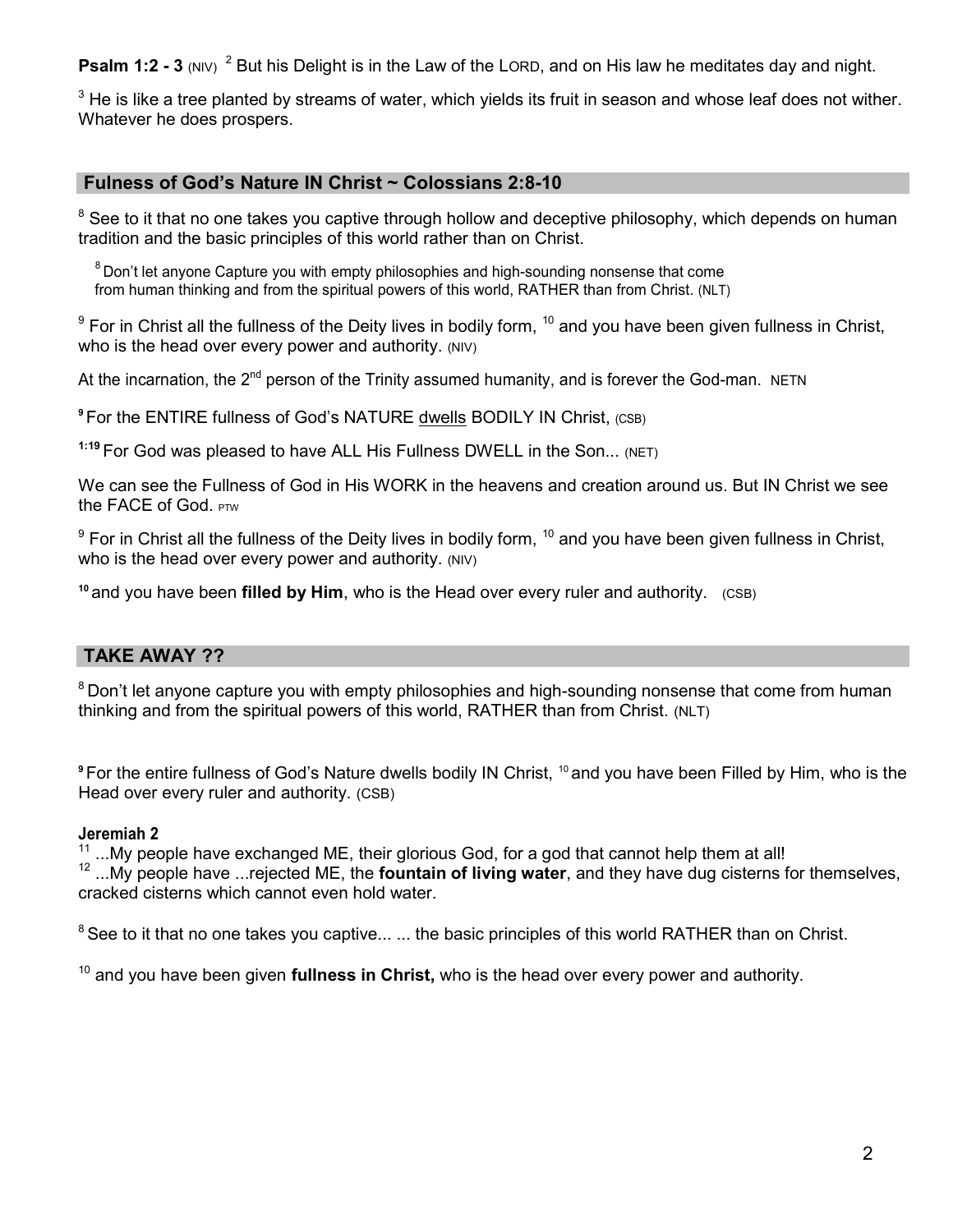**Psalm 1:2 - 3** (NIV) [2] But his Delight is in the Law of the LORD, and on His law he meditates day and night.

[3] He is like a tree planted by streams of water, which yields its fruit in season and whose leaf does not wither. Whatever he does prospers.

## Fulness of God's Nature IN Christ ~ Colossians 2:8-10

[8] See to it that no one takes you captive through hollow and deceptive philosophy, which depends on human tradition and the basic principles of this world rather than on Christ.

> [8] Don't let anyone Capture you with empty philosophies and high-sounding nonsense that come from human thinking and from the spiritual powers of this world, RATHER than from Christ. (NLT)

[9] For in Christ all the fullness of the Deity lives in bodily form, [10] and you have been given fullness in Christ, who is the head over every power and authority. (NIV)

At the incarnation, the 2nd person of the Trinity assumed humanity, and is forever the God-man. NETN

**9** For the ENTIRE fullness of God's NATURE dwells BODILY IN Christ, (CSB)

**1:19** For God was pleased to have ALL His Fullness DWELL in the Son... (NET)

We can see the Fullness of God in His WORK in the heavens and creation around us. But IN Christ we see the FACE of God. PTW

[9] For in Christ all the fullness of the Deity lives in bodily form, [10] and you have been given fullness in Christ, who is the head over every power and authority. (NIV)

**10** and you have been **filled by Him**, who is the Head over every ruler and authority. (CSB)

## TAKE AWAY ??

[8] Don't let anyone capture you with empty philosophies and high-sounding nonsense that come from human thinking and from the spiritual powers of this world, RATHER than from Christ. (NLT)

**9** For the entire fullness of God's Nature dwells bodily IN Christ, [10] and you have been Filled by Him, who is the Head over every ruler and authority. (CSB)

**Jeremiah 2**
[11] ...My people have exchanged ME, their glorious God, for a god that cannot help them at all!
[12] ...My people have ...rejected ME, the **fountain of living water**, and they have dug cisterns for themselves, cracked cisterns which cannot even hold water.

[8] See to it that no one takes you captive... ... the basic principles of this world RATHER than on Christ.

[10] and you have been given **fullness in Christ,** who is the head over every power and authority.